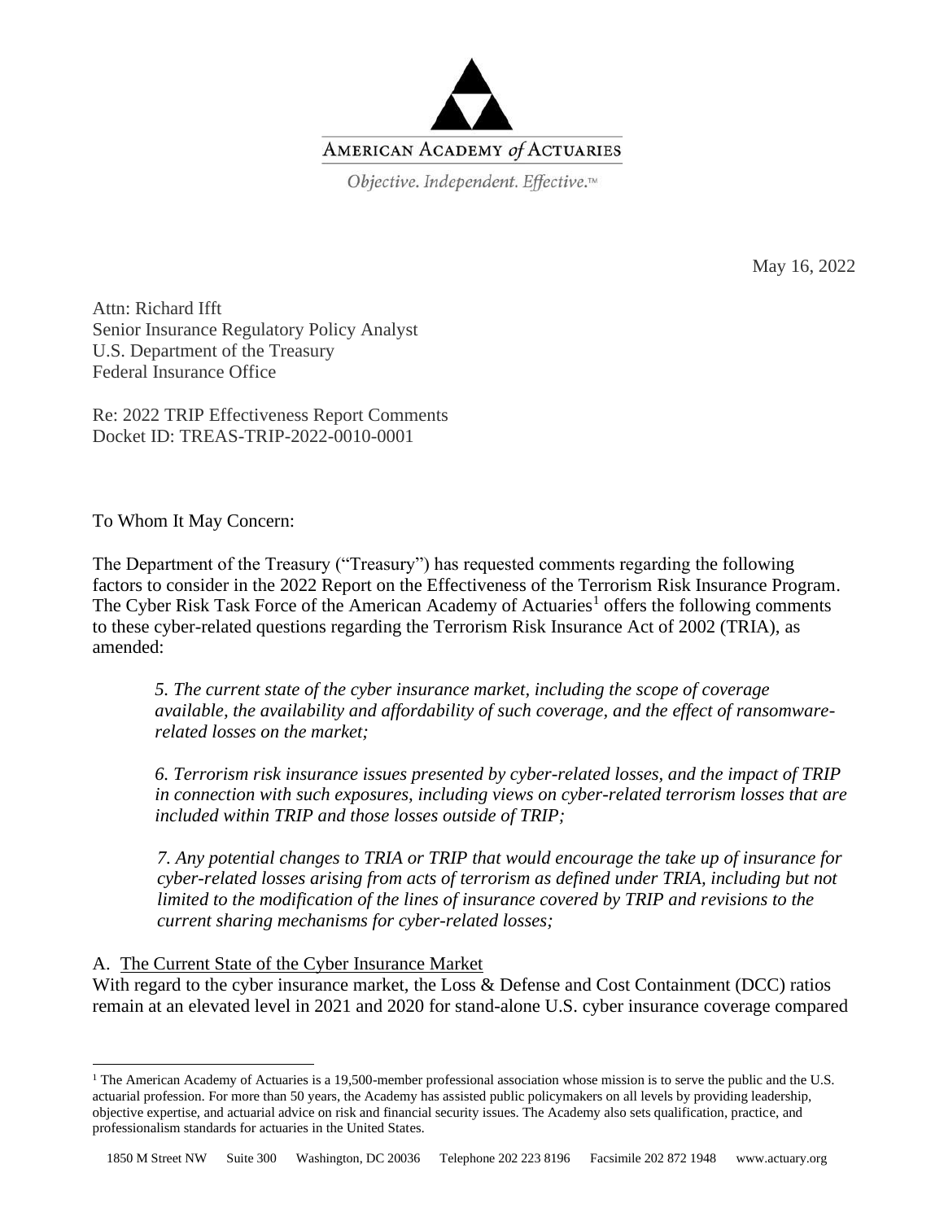AMERICAN ACADEMY *of* ACTUARIES

*Objective. Independent. Effective.™*

May 16, 2022

Attn: Richard Ifft
Senior Insurance Regulatory Policy Analyst
U.S. Department of the Treasury
Federal Insurance Office

Re: 2022 TRIP Effectiveness Report Comments
Docket ID: TREAS-TRIP-2022-0010-0001

To Whom It May Concern:

The Department of the Treasury ("Treasury") has requested comments regarding the following factors to consider in the 2022 Report on the Effectiveness of the Terrorism Risk Insurance Program. The Cyber Risk Task Force of the American Academy of Actuaries[1] offers the following comments to these cyber-related questions regarding the Terrorism Risk Insurance Act of 2002 (TRIA), as amended:

> *5. The current state of the cyber insurance market, including the scope of coverage available, the availability and affordability of such coverage, and the effect of ransomware-related losses on the market;*
>
> *6. Terrorism risk insurance issues presented by cyber-related losses, and the impact of TRIP in connection with such exposures, including views on cyber-related terrorism losses that are included within TRIP and those losses outside of TRIP;*
>
> *7. Any potential changes to TRIA or TRIP that would encourage the take up of insurance for cyber-related losses arising from acts of terrorism as defined under TRIA, including but not limited to the modification of the lines of insurance covered by TRIP and revisions to the current sharing mechanisms for cyber-related losses;*

A. <u>The Current State of the Cyber Insurance Market</u>

With regard to the cyber insurance market, the Loss & Defense and Cost Containment (DCC) ratios remain at an elevated level in 2021 and 2020 for stand-alone U.S. cyber insurance coverage compared

---

[1] The American Academy of Actuaries is a 19,500-member professional association whose mission is to serve the public and the U.S. actuarial profession. For more than 50 years, the Academy has assisted public policymakers on all levels by providing leadership, objective expertise, and actuarial advice on risk and financial security issues. The Academy also sets qualification, practice, and professionalism standards for actuaries in the United States.

1850 M Street NW Suite 300 Washington, DC 20036 Telephone 202 223 8196 Facsimile 202 872 1948 www.actuary.org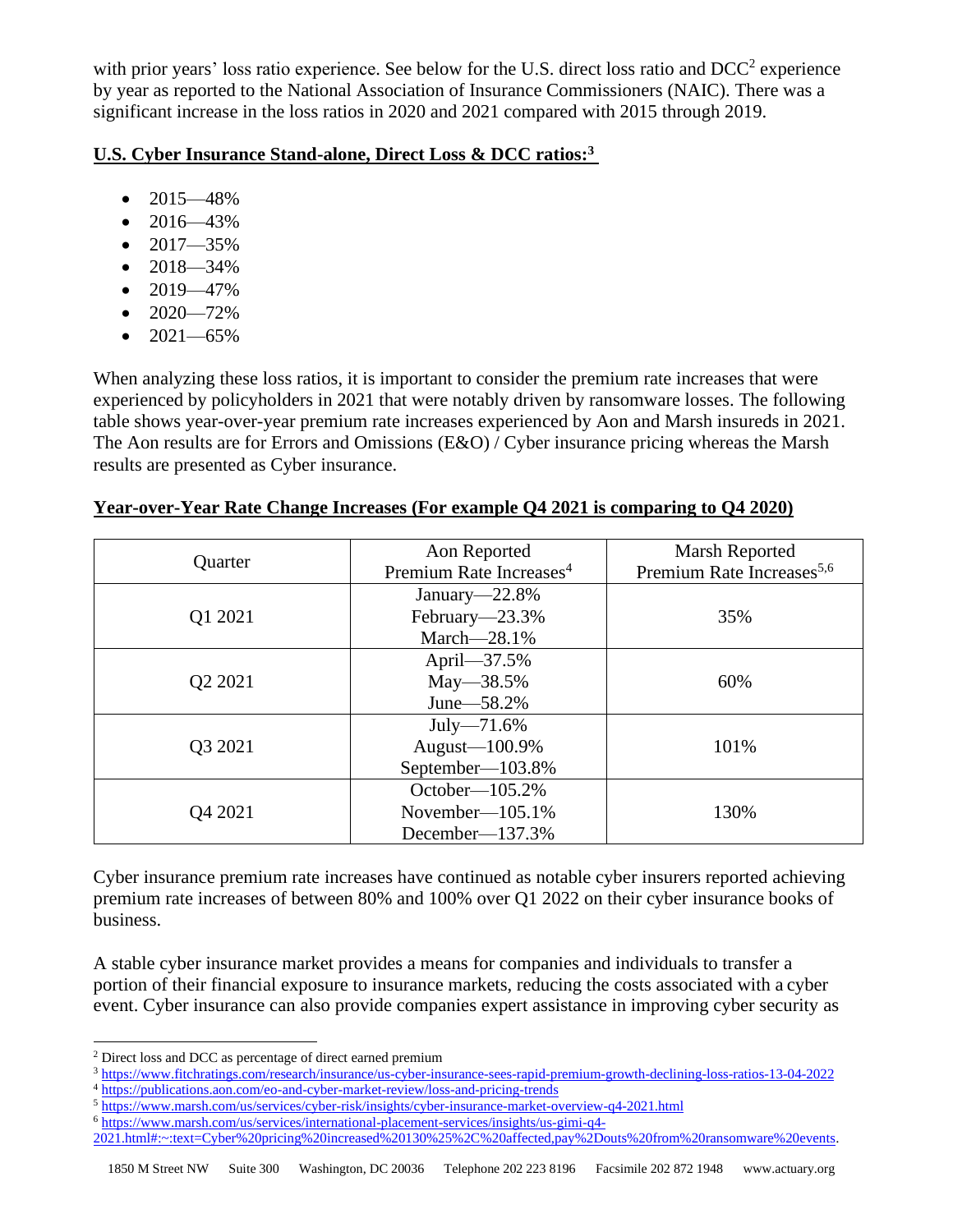with prior years' loss ratio experience. See below for the U.S. direct loss ratio and DCC[2] experience by year as reported to the National Association of Insurance Commissioners (NAIC). There was a significant increase in the loss ratios in 2020 and 2021 compared with 2015 through 2019.

**U.S. Cyber Insurance Stand-alone, Direct Loss & DCC ratios:[3]**

- 2015—48%
- 2016—43%
- 2017—35%
- 2018—34%
- 2019—47%
- 2020—72%
- 2021—65%

When analyzing these loss ratios, it is important to consider the premium rate increases that were experienced by policyholders in 2021 that were notably driven by ransomware losses. The following table shows year-over-year premium rate increases experienced by Aon and Marsh insureds in 2021. The Aon results are for Errors and Omissions (E&O) / Cyber insurance pricing whereas the Marsh results are presented as Cyber insurance.

**Year-over-Year Rate Change Increases (For example Q4 2021 is comparing to Q4 2020)**

| Quarter | Aon Reported Premium Rate Increases[4] | Marsh Reported Premium Rate Increases[5,6] |
|---|---|---|
| Q1 2021 | January—22.8%<br>February—23.3%<br>March—28.1% | 35% |
| Q2 2021 | April—37.5%<br>May—38.5%<br>June—58.2% | 60% |
| Q3 2021 | July—71.6%<br>August—100.9%<br>September—103.8% | 101% |
| Q4 2021 | October—105.2%<br>November—105.1%<br>December—137.3% | 130% |

Cyber insurance premium rate increases have continued as notable cyber insurers reported achieving premium rate increases of between 80% and 100% over Q1 2022 on their cyber insurance books of business.

A stable cyber insurance market provides a means for companies and individuals to transfer a portion of their financial exposure to insurance markets, reducing the costs associated with a cyber event. Cyber insurance can also provide companies expert assistance in improving cyber security as

---

[2] Direct loss and DCC as percentage of direct earned premium

[3] https://www.fitchratings.com/research/insurance/us-cyber-insurance-sees-rapid-premium-growth-declining-loss-ratios-13-04-2022

[4] https://publications.aon.com/eo-and-cyber-market-review/loss-and-pricing-trends

[5] https://www.marsh.com/us/services/cyber-risk/insights/cyber-insurance-market-overview-q4-2021.html

[6] https://www.marsh.com/us/services/international-placement-services/insights/us-gimi-q4-2021.html#:~:text=Cyber%20pricing%20increased%20130%25%2C%20affected,pay%2Douts%20from%20ransomware%20events.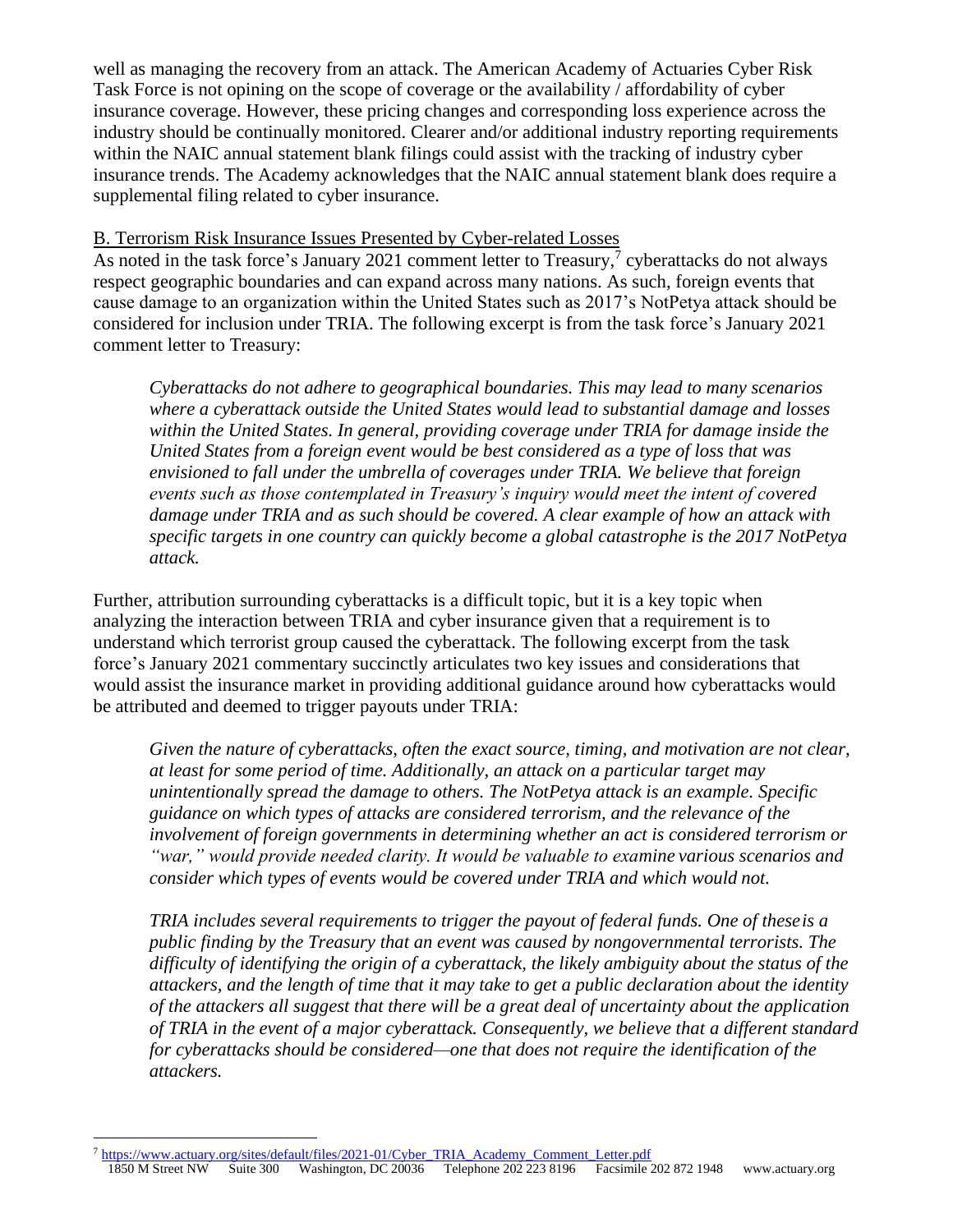well as managing the recovery from an attack. The American Academy of Actuaries Cyber Risk Task Force is not opining on the scope of coverage or the availability / affordability of cyber insurance coverage. However, these pricing changes and corresponding loss experience across the industry should be continually monitored. Clearer and/or additional industry reporting requirements within the NAIC annual statement blank filings could assist with the tracking of industry cyber insurance trends. The Academy acknowledges that the NAIC annual statement blank does require a supplemental filing related to cyber insurance.

B. Terrorism Risk Insurance Issues Presented by Cyber-related Losses

As noted in the task force's January 2021 comment letter to Treasury,[7] cyberattacks do not always respect geographic boundaries and can expand across many nations. As such, foreign events that cause damage to an organization within the United States such as 2017's NotPetya attack should be considered for inclusion under TRIA. The following excerpt is from the task force's January 2021 comment letter to Treasury:

> *Cyberattacks do not adhere to geographical boundaries. This may lead to many scenarios where a cyberattack outside the United States would lead to substantial damage and losses within the United States. In general, providing coverage under TRIA for damage inside the United States from a foreign event would be best considered as a type of loss that was envisioned to fall under the umbrella of coverages under TRIA. We believe that foreign events such as those contemplated in Treasury's inquiry would meet the intent of covered damage under TRIA and as such should be covered. A clear example of how an attack with specific targets in one country can quickly become a global catastrophe is the 2017 NotPetya attack.*

Further, attribution surrounding cyberattacks is a difficult topic, but it is a key topic when analyzing the interaction between TRIA and cyber insurance given that a requirement is to understand which terrorist group caused the cyberattack. The following excerpt from the task force's January 2021 commentary succinctly articulates two key issues and considerations that would assist the insurance market in providing additional guidance around how cyberattacks would be attributed and deemed to trigger payouts under TRIA:

> *Given the nature of cyberattacks, often the exact source, timing, and motivation are not clear, at least for some period of time. Additionally, an attack on a particular target may unintentionally spread the damage to others. The NotPetya attack is an example. Specific guidance on which types of attacks are considered terrorism, and the relevance of the involvement of foreign governments in determining whether an act is considered terrorism or "war," would provide needed clarity. It would be valuable to examine various scenarios and consider which types of events would be covered under TRIA and which would not.*
>
> *TRIA includes several requirements to trigger the payout of federal funds. One of these is a public finding by the Treasury that an event was caused by nongovernmental terrorists. The difficulty of identifying the origin of a cyberattack, the likely ambiguity about the status of the attackers, and the length of time that it may take to get a public declaration about the identity of the attackers all suggest that there will be a great deal of uncertainty about the application of TRIA in the event of a major cyberattack. Consequently, we believe that a different standard for cyberattacks should be considered—one that does not require the identification of the attackers.*

[7] https://www.actuary.org/sites/default/files/2021-01/Cyber_TRIA_Academy_Comment_Letter.pdf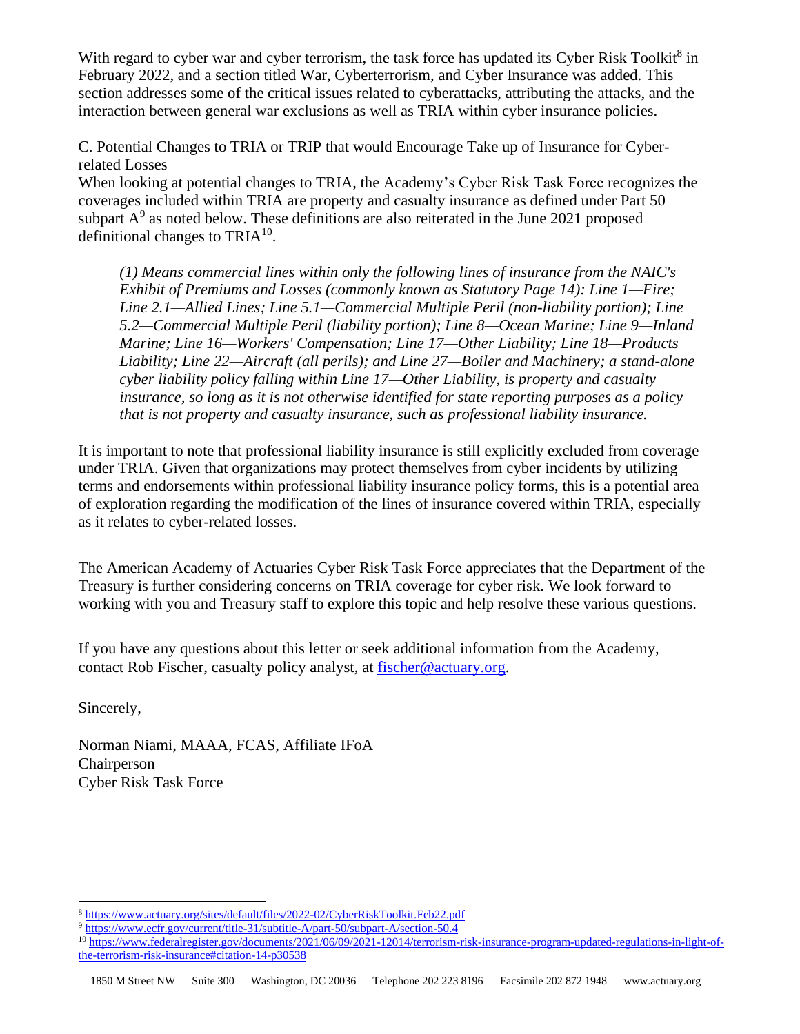With regard to cyber war and cyber terrorism, the task force has updated its Cyber Risk Toolkit[8] in February 2022, and a section titled War, Cyberterrorism, and Cyber Insurance was added. This section addresses some of the critical issues related to cyberattacks, attributing the attacks, and the interaction between general war exclusions as well as TRIA within cyber insurance policies.

<u>C. Potential Changes to TRIA or TRIP that would Encourage Take up of Insurance for Cyber-related Losses</u>

When looking at potential changes to TRIA, the Academy's Cyber Risk Task Force recognizes the coverages included within TRIA are property and casualty insurance as defined under Part 50 subpart A[9] as noted below. These definitions are also reiterated in the June 2021 proposed definitional changes to TRIA[10].

> *(1) Means commercial lines within only the following lines of insurance from the NAIC's Exhibit of Premiums and Losses (commonly known as Statutory Page 14): Line 1—Fire; Line 2.1—Allied Lines; Line 5.1—Commercial Multiple Peril (non-liability portion); Line 5.2—Commercial Multiple Peril (liability portion); Line 8—Ocean Marine; Line 9—Inland Marine; Line 16—Workers' Compensation; Line 17—Other Liability; Line 18—Products Liability; Line 22—Aircraft (all perils); and Line 27—Boiler and Machinery; a stand-alone cyber liability policy falling within Line 17—Other Liability, is property and casualty insurance, so long as it is not otherwise identified for state reporting purposes as a policy that is not property and casualty insurance, such as professional liability insurance.*

It is important to note that professional liability insurance is still explicitly excluded from coverage under TRIA. Given that organizations may protect themselves from cyber incidents by utilizing terms and endorsements within professional liability insurance policy forms, this is a potential area of exploration regarding the modification of the lines of insurance covered within TRIA, especially as it relates to cyber-related losses.

The American Academy of Actuaries Cyber Risk Task Force appreciates that the Department of the Treasury is further considering concerns on TRIA coverage for cyber risk. We look forward to working with you and Treasury staff to explore this topic and help resolve these various questions.

If you have any questions about this letter or seek additional information from the Academy, contact Rob Fischer, casualty policy analyst, at fischer@actuary.org.

Sincerely,

Norman Niami, MAAA, FCAS, Affiliate IFoA
Chairperson
Cyber Risk Task Force

---

[8] https://www.actuary.org/sites/default/files/2022-02/CyberRiskToolkit.Feb22.pdf

[9] https://www.ecfr.gov/current/title-31/subtitle-A/part-50/subpart-A/section-50.4

[10] https://www.federalregister.gov/documents/2021/06/09/2021-12014/terrorism-risk-insurance-program-updated-regulations-in-light-of-the-terrorism-risk-insurance#citation-14-p30538